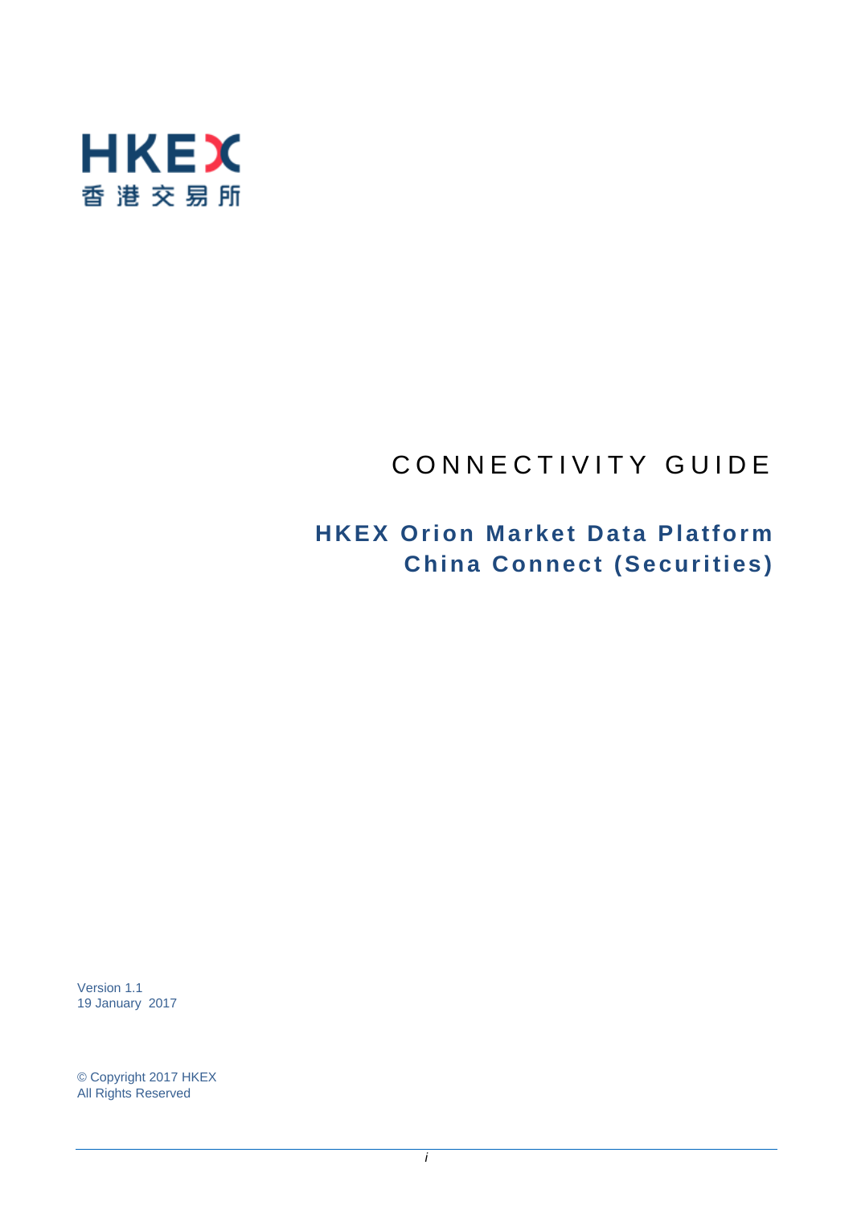HKEX

香港交易所

# CONNECTIVITY GUIDE

## HKEX Orion Market Data Platform China Connect (Securities)

Version 1.1
19 January 2017

© Copyright 2017 HKEX
All Rights Reserved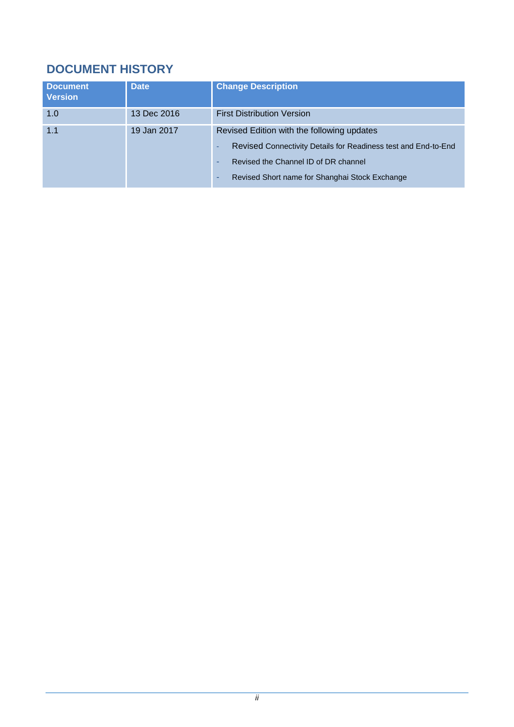## DOCUMENT HISTORY

| Document Version | Date | Change Description |
|---|---|---|
| 1.0 | 13 Dec 2016 | First Distribution Version |
| 1.1 | 19 Jan 2017 | Revised Edition with the following updates<br>- Revised Connectivity Details for Readiness test and End-to-End<br>- Revised the Channel ID of DR channel<br>- Revised Short name for Shanghai Stock Exchange |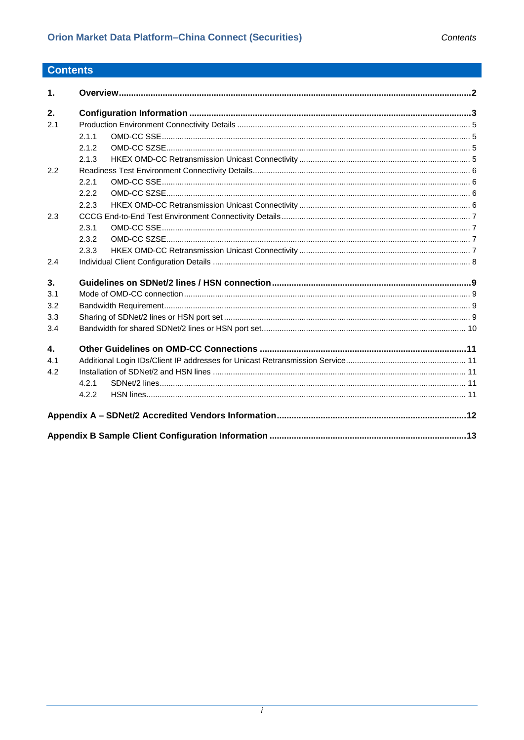# Contents

**1. Overview** .......... **2**

**2. Configuration Information** .......... **3**

2.1 Production Environment Connectivity Details .......... 5

- 2.1.1 OMD-CC SSE .......... 5
- 2.1.2 OMD-CC SZSE .......... 5
- 2.1.3 HKEX OMD-CC Retransmission Unicast Connectivity .......... 5

2.2 Readiness Test Environment Connectivity Details .......... 6

- 2.2.1 OMD-CC SSE .......... 6
- 2.2.2 OMD-CC SZSE .......... 6
- 2.2.3 HKEX OMD-CC Retransmission Unicast Connectivity .......... 6

2.3 CCCG End-to-End Test Environment Connectivity Details .......... 7

- 2.3.1 OMD-CC SSE .......... 7
- 2.3.2 OMD-CC SZSE .......... 7
- 2.3.3 HKEX OMD-CC Retransmission Unicast Connectivity .......... 7

2.4 Individual Client Configuration Details .......... 8

**3. Guidelines on SDNet/2 lines / HSN connection** .......... **9**

3.1 Mode of OMD-CC connection .......... 9

3.2 Bandwidth Requirement .......... 9

3.3 Sharing of SDNet/2 lines or HSN port set .......... 9

3.4 Bandwidth for shared SDNet/2 lines or HSN port set .......... 10

**4. Other Guidelines on OMD-CC Connections** .......... **11**

4.1 Additional Login IDs/Client IP addresses for Unicast Retransmission Service .......... 11

4.2 Installation of SDNet/2 and HSN lines .......... 11

- 4.2.1 SDNet/2 lines .......... 11
- 4.2.2 HSN lines .......... 11

**Appendix A – SDNet/2 Accredited Vendors Information** .......... **12**

**Appendix B Sample Client Configuration Information** .......... **13**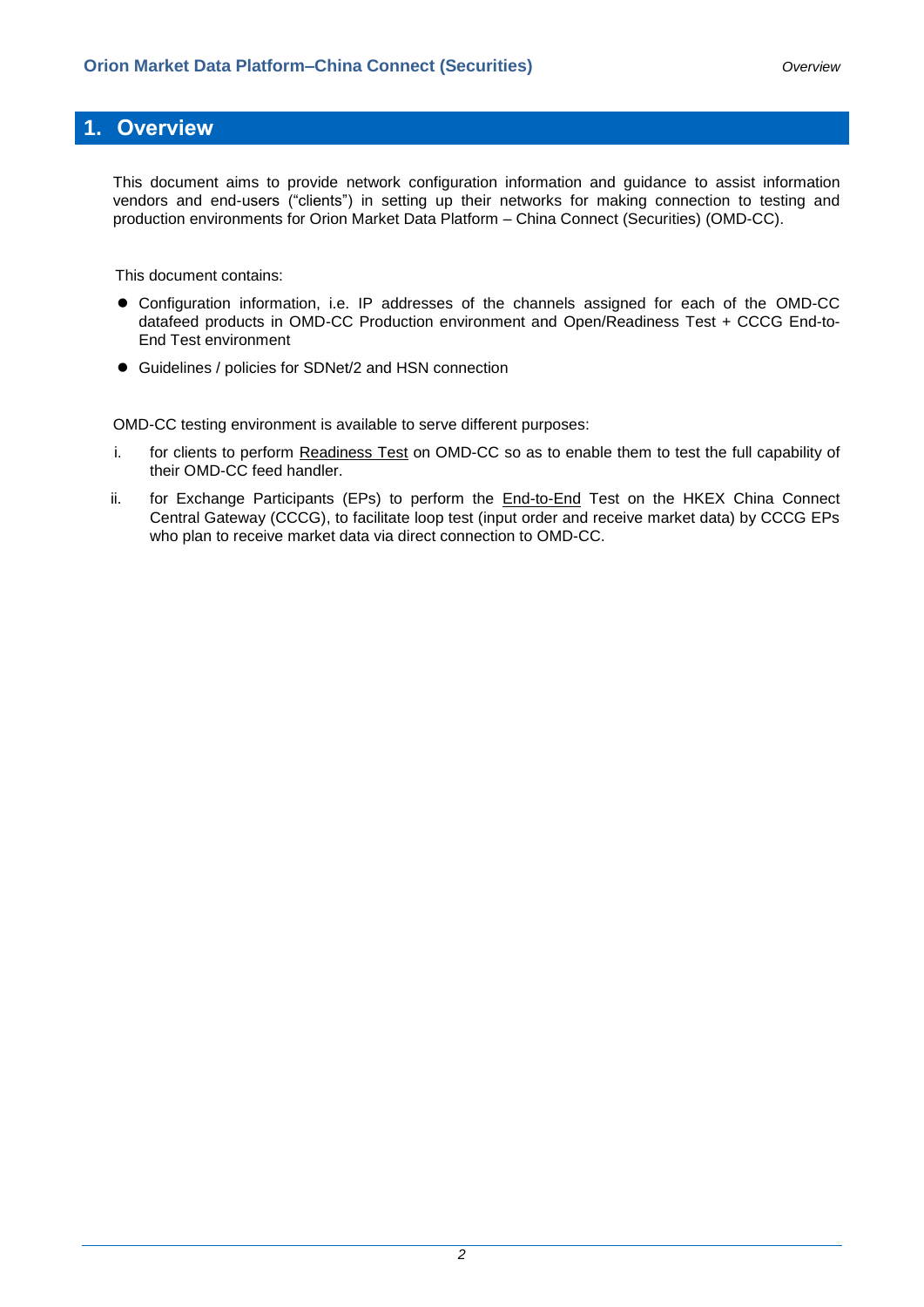# 1. Overview

This document aims to provide network configuration information and guidance to assist information vendors and end-users ("clients") in setting up their networks for making connection to testing and production environments for Orion Market Data Platform – China Connect (Securities) (OMD-CC).

This document contains:

- Configuration information, i.e. IP addresses of the channels assigned for each of the OMD-CC datafeed products in OMD-CC Production environment and Open/Readiness Test + CCCG End-to-End Test environment
- Guidelines / policies for SDNet/2 and HSN connection

OMD-CC testing environment is available to serve different purposes:

i. for clients to perform Readiness Test on OMD-CC so as to enable them to test the full capability of their OMD-CC feed handler.

ii. for Exchange Participants (EPs) to perform the End-to-End Test on the HKEX China Connect Central Gateway (CCCG), to facilitate loop test (input order and receive market data) by CCCG EPs who plan to receive market data via direct connection to OMD-CC.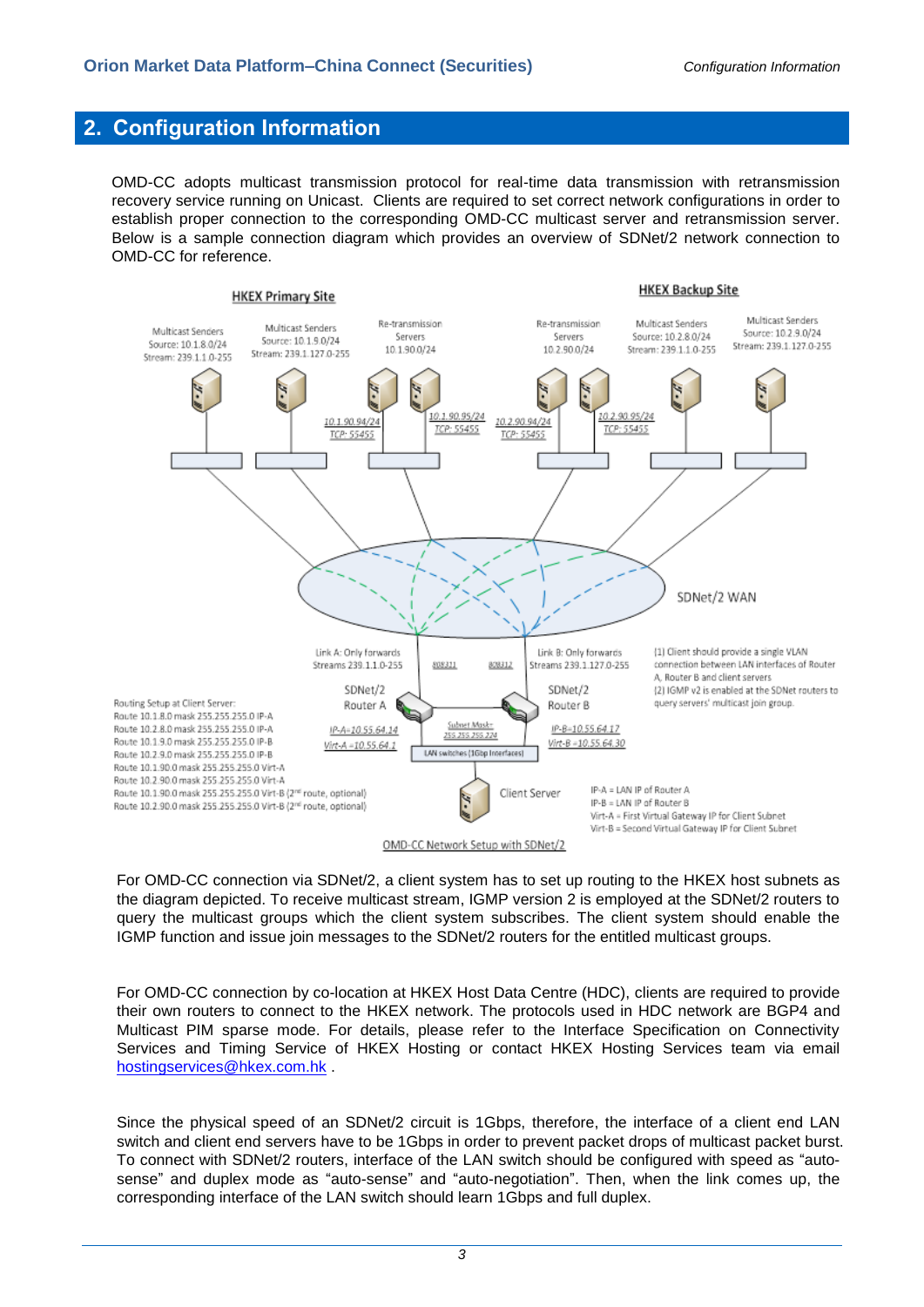## 2. Configuration Information

OMD-CC adopts multicast transmission protocol for real-time data transmission with retransmission recovery service running on Unicast. Clients are required to set correct network configurations in order to establish proper connection to the corresponding OMD-CC multicast server and retransmission server. Below is a sample connection diagram which provides an overview of SDNet/2 network connection to OMD-CC for reference.

OMD-CC Network Setup with SDNet/2

For OMD-CC connection via SDNet/2, a client system has to set up routing to the HKEX host subnets as the diagram depicted. To receive multicast stream, IGMP version 2 is employed at the SDNet/2 routers to query the multicast groups which the client system subscribes. The client system should enable the IGMP function and issue join messages to the SDNet/2 routers for the entitled multicast groups.

For OMD-CC connection by co-location at HKEX Host Data Centre (HDC), clients are required to provide their own routers to connect to the HKEX network. The protocols used in HDC network are BGP4 and Multicast PIM sparse mode. For details, please refer to the Interface Specification on Connectivity Services and Timing Service of HKEX Hosting or contact HKEX Hosting Services team via email hostingservices@hkex.com.hk .

Since the physical speed of an SDNet/2 circuit is 1Gbps, therefore, the interface of a client end LAN switch and client end servers have to be 1Gbps in order to prevent packet drops of multicast packet burst. To connect with SDNet/2 routers, interface of the LAN switch should be configured with speed as "auto-sense" and duplex mode as "auto-sense" and "auto-negotiation". Then, when the link comes up, the corresponding interface of the LAN switch should learn 1Gbps and full duplex.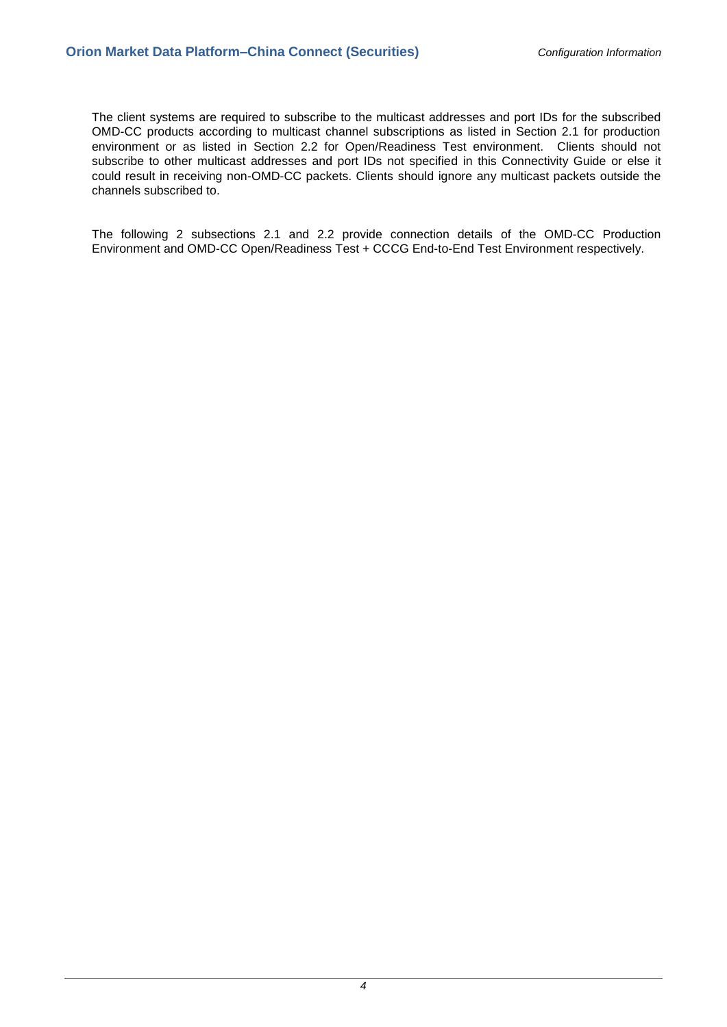The client systems are required to subscribe to the multicast addresses and port IDs for the subscribed OMD-CC products according to multicast channel subscriptions as listed in Section 2.1 for production environment or as listed in Section 2.2 for Open/Readiness Test environment. Clients should not subscribe to other multicast addresses and port IDs not specified in this Connectivity Guide or else it could result in receiving non-OMD-CC packets. Clients should ignore any multicast packets outside the channels subscribed to.

The following 2 subsections 2.1 and 2.2 provide connection details of the OMD-CC Production Environment and OMD-CC Open/Readiness Test + CCCG End-to-End Test Environment respectively.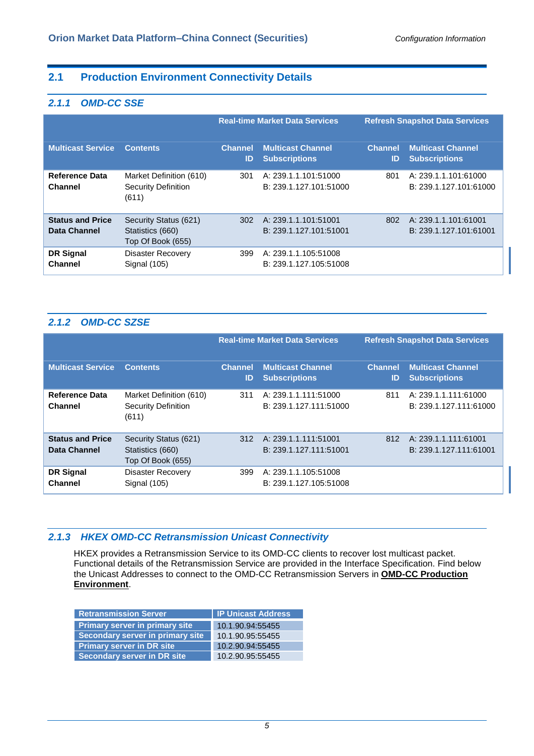## 2.1 Production Environment Connectivity Details

### 2.1.1 OMD-CC SSE

| | | Real-time Market Data Services | | Refresh Snapshot Data Services | |
|---|---|---|---|---|---|
| **Multicast Service** | **Contents** | **Channel ID** | **Multicast Channel Subscriptions** | **Channel ID** | **Multicast Channel Subscriptions** |
| **Reference Data Channel** | Market Definition (610)<br>Security Definition (611) | 301 | A: 239.1.1.101:51000<br>B: 239.1.127.101:51000 | 801 | A: 239.1.1.101:61000<br>B: 239.1.127.101:61000 |
| **Status and Price Data Channel** | Security Status (621)<br>Statistics (660)<br>Top Of Book (655) | 302 | A: 239.1.1.101:51001<br>B: 239.1.127.101:51001 | 802 | A: 239.1.1.101:61001<br>B: 239.1.127.101:61001 |
| **DR Signal Channel** | Disaster Recovery Signal (105) | 399 | A: 239.1.1.105:51008<br>B: 239.1.127.105:51008 | | |

### 2.1.2 OMD-CC SZSE

| | | Real-time Market Data Services | | Refresh Snapshot Data Services | |
|---|---|---|---|---|---|
| **Multicast Service** | **Contents** | **Channel ID** | **Multicast Channel Subscriptions** | **Channel ID** | **Multicast Channel Subscriptions** |
| **Reference Data Channel** | Market Definition (610)<br>Security Definition (611) | 311 | A: 239.1.1.111:51000<br>B: 239.1.127.111:51000 | 811 | A: 239.1.1.111:61000<br>B: 239.1.127.111:61000 |
| **Status and Price Data Channel** | Security Status (621)<br>Statistics (660)<br>Top Of Book (655) | 312 | A: 239.1.1.111:51001<br>B: 239.1.127.111:51001 | 812 | A: 239.1.1.111:61001<br>B: 239.1.127.111:61001 |
| **DR Signal Channel** | Disaster Recovery Signal (105) | 399 | A: 239.1.1.105:51008<br>B: 239.1.127.105:51008 | | |

### 2.1.3 HKEX OMD-CC Retransmission Unicast Connectivity

HKEX provides a Retransmission Service to its OMD-CC clients to recover lost multicast packet. Functional details of the Retransmission Service are provided in the Interface Specification. Find below the Unicast Addresses to connect to the OMD-CC Retransmission Servers in **OMD-CC Production Environment**.

| Retransmission Server | IP Unicast Address |
|---|---|
| Primary server in primary site | 10.1.90.94:55455 |
| Secondary server in primary site | 10.1.90.95:55455 |
| Primary server in DR site | 10.2.90.94:55455 |
| Secondary server in DR site | 10.2.90.95:55455 |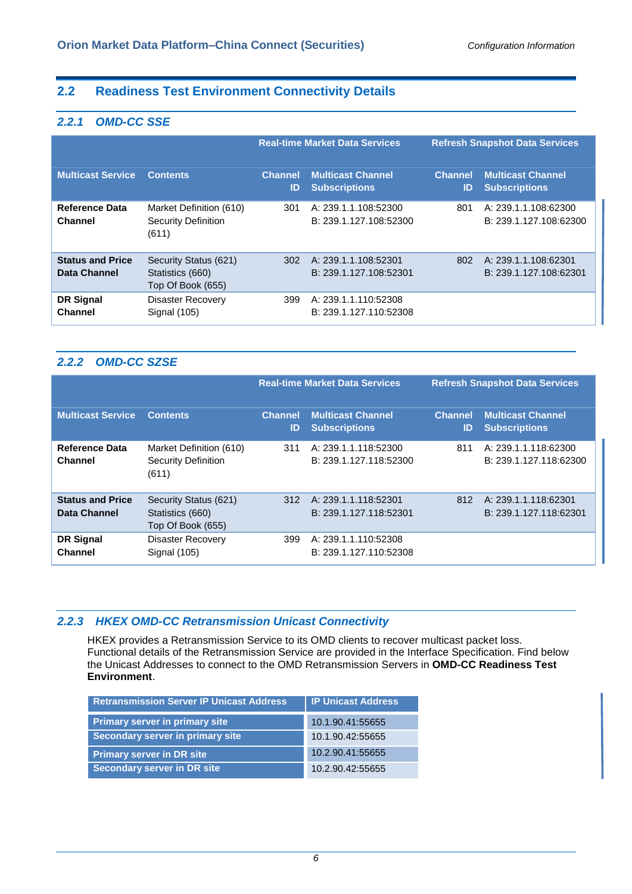## 2.2 Readiness Test Environment Connectivity Details

### *2.2.1 OMD-CC SSE*

| | | Real-time Market Data Services | | Refresh Snapshot Data Services | |
|---|---|---|---|---|---|
| **Multicast Service** | **Contents** | **Channel ID** | **Multicast Channel Subscriptions** | **Channel ID** | **Multicast Channel Subscriptions** |
| **Reference Data Channel** | Market Definition (610)<br>Security Definition (611) | 301 | A: 239.1.1.108:52300<br>B: 239.1.127.108:52300 | 801 | A: 239.1.1.108:62300<br>B: 239.1.127.108:62300 |
| **Status and Price Data Channel** | Security Status (621)<br>Statistics (660)<br>Top Of Book (655) | 302 | A: 239.1.1.108:52301<br>B: 239.1.127.108:52301 | 802 | A: 239.1.1.108:62301<br>B: 239.1.127.108:62301 |
| **DR Signal Channel** | Disaster Recovery Signal (105) | 399 | A: 239.1.1.110:52308<br>B: 239.1.127.110:52308 | | |

### *2.2.2 OMD-CC SZSE*

| | | Real-time Market Data Services | | Refresh Snapshot Data Services | |
|---|---|---|---|---|---|
| **Multicast Service** | **Contents** | **Channel ID** | **Multicast Channel Subscriptions** | **Channel ID** | **Multicast Channel Subscriptions** |
| **Reference Data Channel** | Market Definition (610)<br>Security Definition (611) | 311 | A: 239.1.1.118:52300<br>B: 239.1.127.118:52300 | 811 | A: 239.1.1.118:62300<br>B: 239.1.127.118:62300 |
| **Status and Price Data Channel** | Security Status (621)<br>Statistics (660)<br>Top Of Book (655) | 312 | A: 239.1.1.118:52301<br>B: 239.1.127.118:52301 | 812 | A: 239.1.1.118:62301<br>B: 239.1.127.118:62301 |
| **DR Signal Channel** | Disaster Recovery Signal (105) | 399 | A: 239.1.1.110:52308<br>B: 239.1.127.110:52308 | | |

### *2.2.3 HKEX OMD-CC Retransmission Unicast Connectivity*

HKEX provides a Retransmission Service to its OMD clients to recover multicast packet loss. Functional details of the Retransmission Service are provided in the Interface Specification. Find below the Unicast Addresses to connect to the OMD Retransmission Servers in **OMD-CC Readiness Test Environment**.

| Retransmission Server IP Unicast Address | IP Unicast Address |
|---|---|
| **Primary server in primary site** | 10.1.90.41:55655 |
| **Secondary server in primary site** | 10.1.90.42:55655 |
| **Primary server in DR site** | 10.2.90.41:55655 |
| **Secondary server in DR site** | 10.2.90.42:55655 |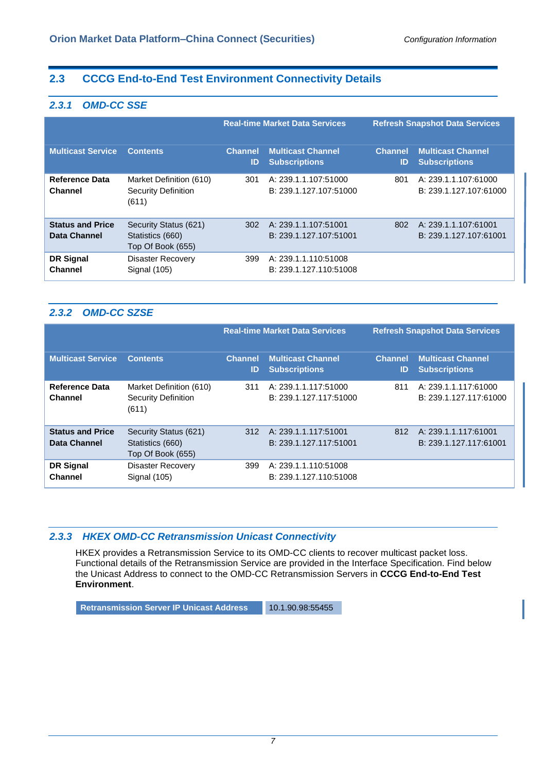## 2.3 CCCG End-to-End Test Environment Connectivity Details

### *2.3.1 OMD-CC SSE*

| | | Real-time Market Data Services | | Refresh Snapshot Data Services | |
|---|---|---|---|---|---|
| **Multicast Service** | **Contents** | **Channel ID** | **Multicast Channel Subscriptions** | **Channel ID** | **Multicast Channel Subscriptions** |
| **Reference Data Channel** | Market Definition (610)<br>Security Definition (611) | 301 | A: 239.1.1.107:51000<br>B: 239.1.127.107:51000 | 801 | A: 239.1.1.107:61000<br>B: 239.1.127.107:61000 |
| **Status and Price Data Channel** | Security Status (621)<br>Statistics (660)<br>Top Of Book (655) | 302 | A: 239.1.1.107:51001<br>B: 239.1.127.107:51001 | 802 | A: 239.1.1.107:61001<br>B: 239.1.127.107:61001 |
| **DR Signal Channel** | Disaster Recovery Signal (105) | 399 | A: 239.1.1.110:51008<br>B: 239.1.127.110:51008 | | |

### *2.3.2 OMD-CC SZSE*

| | | Real-time Market Data Services | | Refresh Snapshot Data Services | |
|---|---|---|---|---|---|
| **Multicast Service** | **Contents** | **Channel ID** | **Multicast Channel Subscriptions** | **Channel ID** | **Multicast Channel Subscriptions** |
| **Reference Data Channel** | Market Definition (610)<br>Security Definition (611) | 311 | A: 239.1.1.117:51000<br>B: 239.1.127.117:51000 | 811 | A: 239.1.1.117:61000<br>B: 239.1.127.117:61000 |
| **Status and Price Data Channel** | Security Status (621)<br>Statistics (660)<br>Top Of Book (655) | 312 | A: 239.1.1.117:51001<br>B: 239.1.127.117:51001 | 812 | A: 239.1.1.117:61001<br>B: 239.1.127.117:61001 |
| **DR Signal Channel** | Disaster Recovery Signal (105) | 399 | A: 239.1.1.110:51008<br>B: 239.1.127.110:51008 | | |

### *2.3.3 HKEX OMD-CC Retransmission Unicast Connectivity*

HKEX provides a Retransmission Service to its OMD-CC clients to recover multicast packet loss. Functional details of the Retransmission Service are provided in the Interface Specification. Find below the Unicast Address to connect to the OMD-CC Retransmission Servers in **CCCG End-to-End Test Environment**.

| Retransmission Server IP Unicast Address | 10.1.90.98:55455 |
|---|---|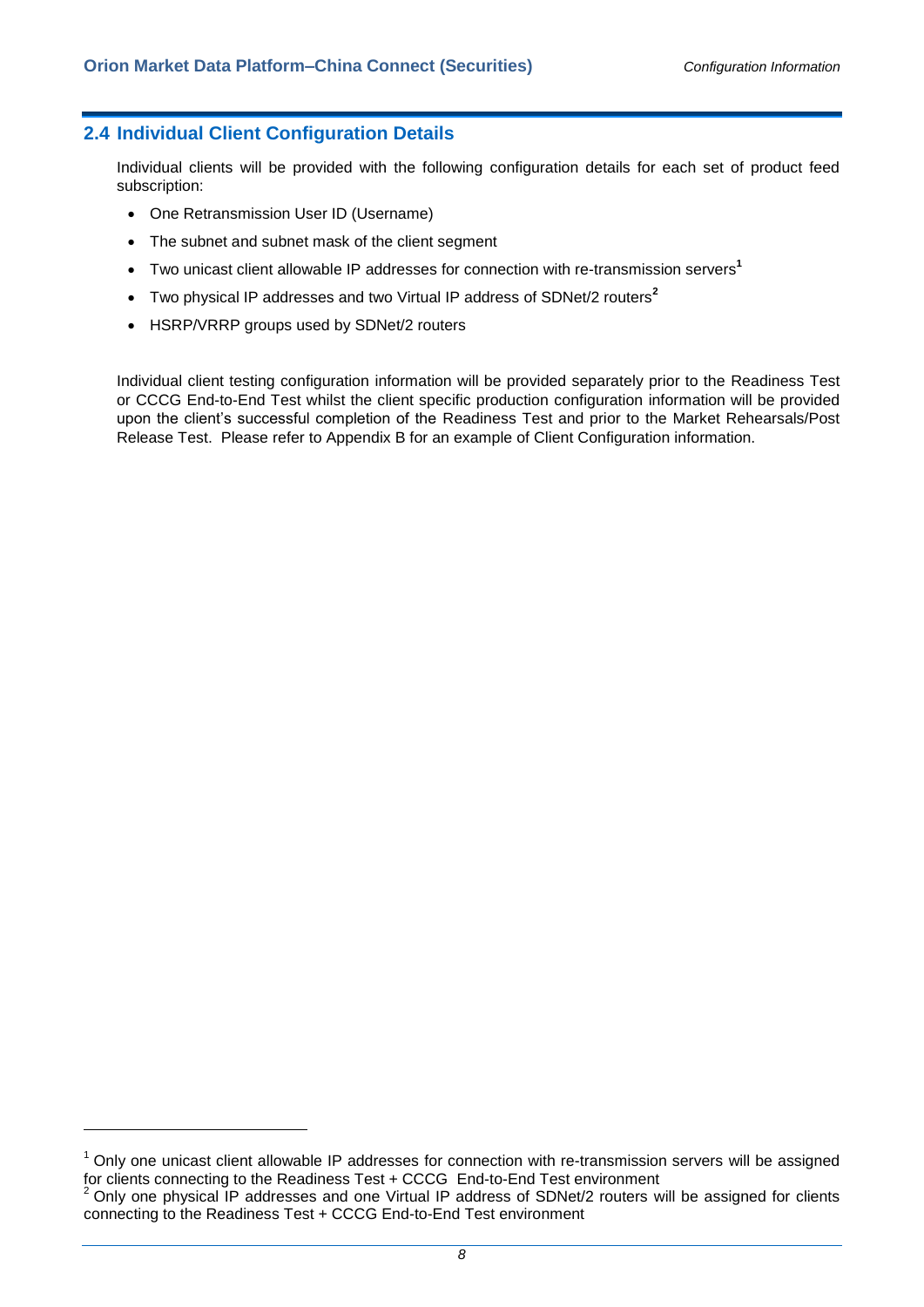## 2.4 Individual Client Configuration Details

Individual clients will be provided with the following configuration details for each set of product feed subscription:

- One Retransmission User ID (Username)
- The subnet and subnet mask of the client segment
- Two unicast client allowable IP addresses for connection with re-transmission servers[1]
- Two physical IP addresses and two Virtual IP address of SDNet/2 routers[2]
- HSRP/VRRP groups used by SDNet/2 routers

Individual client testing configuration information will be provided separately prior to the Readiness Test or CCCG End-to-End Test whilst the client specific production configuration information will be provided upon the client's successful completion of the Readiness Test and prior to the Market Rehearsals/Post Release Test. Please refer to Appendix B for an example of Client Configuration information.

---

[1] Only one unicast client allowable IP addresses for connection with re-transmission servers will be assigned for clients connecting to the Readiness Test + CCCG End-to-End Test environment

[2] Only one physical IP addresses and one Virtual IP address of SDNet/2 routers will be assigned for clients connecting to the Readiness Test + CCCG End-to-End Test environment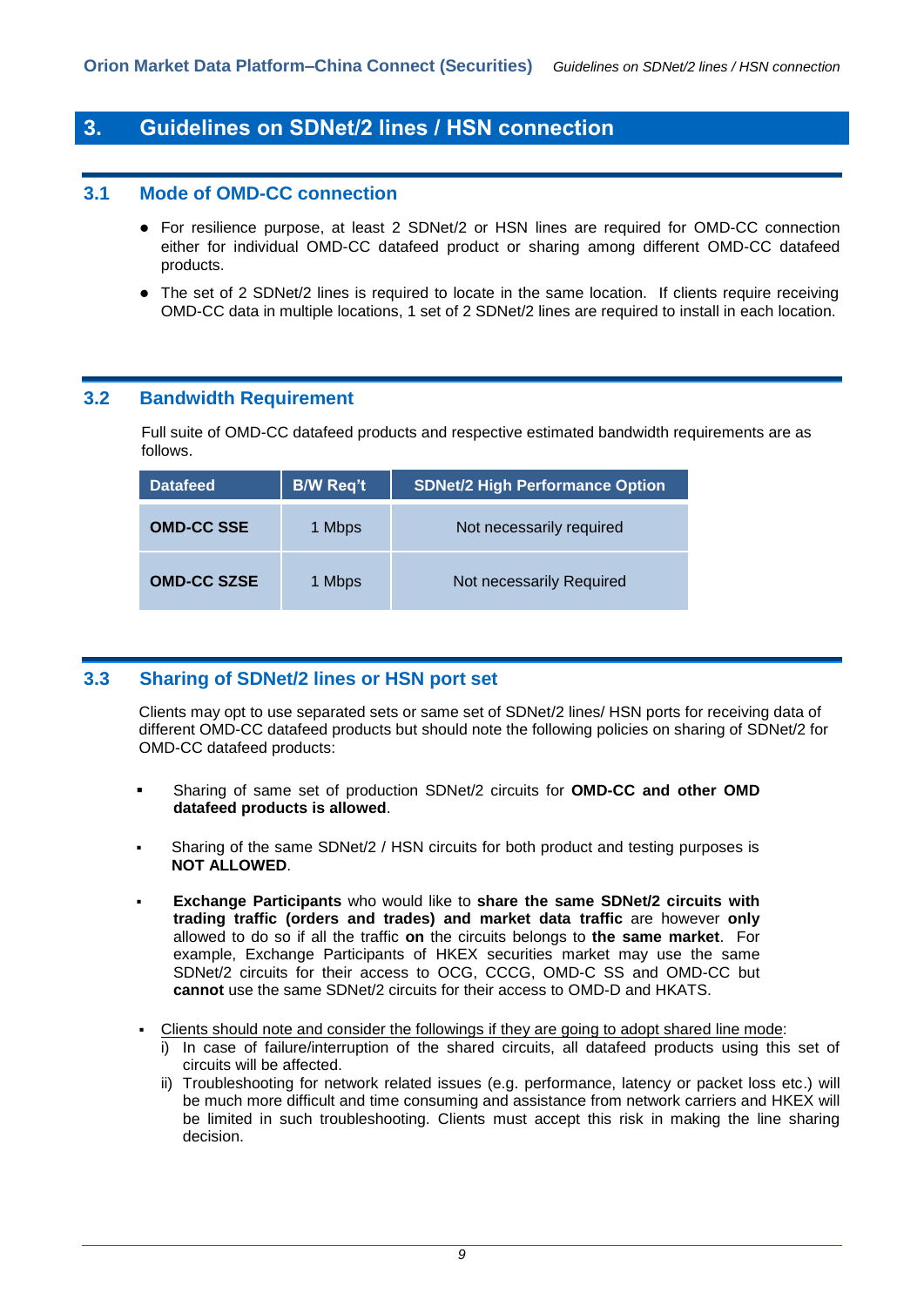# 3. Guidelines on SDNet/2 lines / HSN connection

## 3.1 Mode of OMD-CC connection

- For resilience purpose, at least 2 SDNet/2 or HSN lines are required for OMD-CC connection either for individual OMD-CC datafeed product or sharing among different OMD-CC datafeed products.
- The set of 2 SDNet/2 lines is required to locate in the same location. If clients require receiving OMD-CC data in multiple locations, 1 set of 2 SDNet/2 lines are required to install in each location.

## 3.2 Bandwidth Requirement

Full suite of OMD-CC datafeed products and respective estimated bandwidth requirements are as follows.

| Datafeed | B/W Req't | SDNet/2 High Performance Option |
|---|---|---|
| **OMD-CC SSE** | 1 Mbps | Not necessarily required |
| **OMD-CC SZSE** | 1 Mbps | Not necessarily Required |

## 3.3 Sharing of SDNet/2 lines or HSN port set

Clients may opt to use separated sets or same set of SDNet/2 lines/ HSN ports for receiving data of different OMD-CC datafeed products but should note the following policies on sharing of SDNet/2 for OMD-CC datafeed products:

- Sharing of same set of production SDNet/2 circuits for **OMD-CC and other OMD datafeed products is allowed**.
- Sharing of the same SDNet/2 / HSN circuits for both product and testing purposes is **NOT ALLOWED**.
- **Exchange Participants** who would like to **share the same SDNet/2 circuits with trading traffic (orders and trades) and market data traffic** are however **only** allowed to do so if all the traffic **on** the circuits belongs to **the same market**. For example, Exchange Participants of HKEX securities market may use the same SDNet/2 circuits for their access to OCG, CCCG, OMD-C SS and OMD-CC but **cannot** use the same SDNet/2 circuits for their access to OMD-D and HKATS.
- <u>Clients should note and consider the followings if they are going to adopt shared line mode</u>:
  i) In case of failure/interruption of the shared circuits, all datafeed products using this set of circuits will be affected.
  ii) Troubleshooting for network related issues (e.g. performance, latency or packet loss etc.) will be much more difficult and time consuming and assistance from network carriers and HKEX will be limited in such troubleshooting. Clients must accept this risk in making the line sharing decision.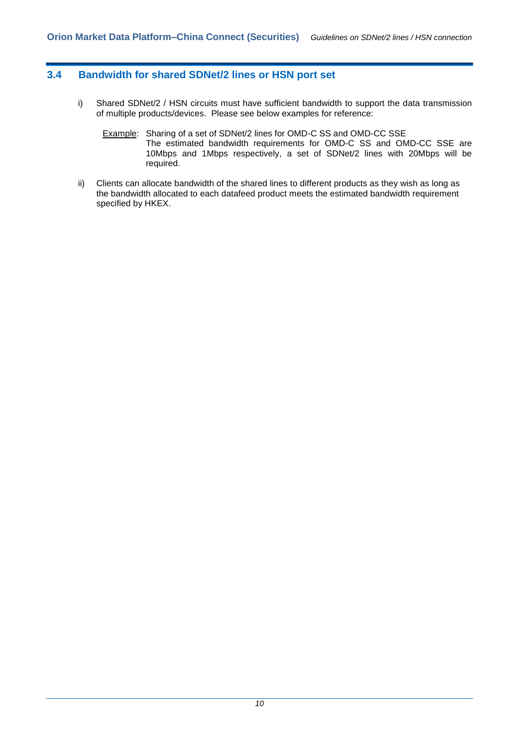## 3.4 Bandwidth for shared SDNet/2 lines or HSN port set

i) Shared SDNet/2 / HSN circuits must have sufficient bandwidth to support the data transmission of multiple products/devices. Please see below examples for reference:

   Example: Sharing of a set of SDNet/2 lines for OMD-C SS and OMD-CC SSE
   The estimated bandwidth requirements for OMD-C SS and OMD-CC SSE are 10Mbps and 1Mbps respectively, a set of SDNet/2 lines with 20Mbps will be required.

ii) Clients can allocate bandwidth of the shared lines to different products as they wish as long as the bandwidth allocated to each datafeed product meets the estimated bandwidth requirement specified by HKEX.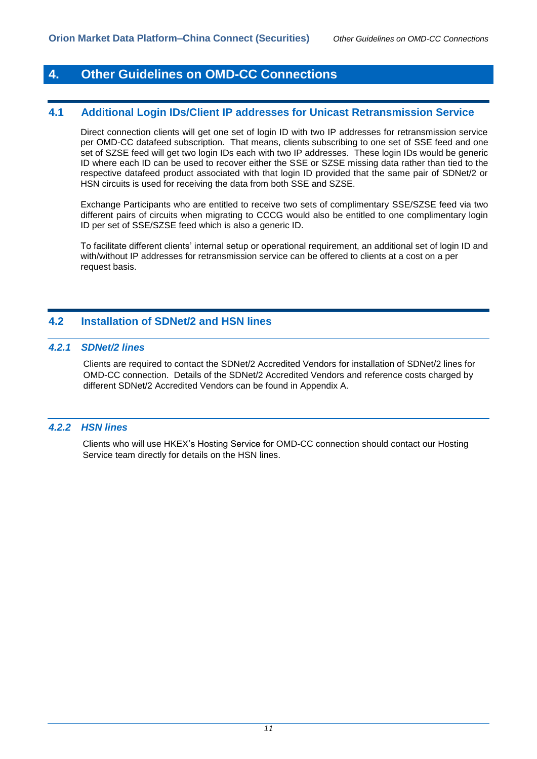# 4. Other Guidelines on OMD-CC Connections

## 4.1 Additional Login IDs/Client IP addresses for Unicast Retransmission Service

Direct connection clients will get one set of login ID with two IP addresses for retransmission service per OMD-CC datafeed subscription. That means, clients subscribing to one set of SSE feed and one set of SZSE feed will get two login IDs each with two IP addresses. These login IDs would be generic ID where each ID can be used to recover either the SSE or SZSE missing data rather than tied to the respective datafeed product associated with that login ID provided that the same pair of SDNet/2 or HSN circuits is used for receiving the data from both SSE and SZSE.

Exchange Participants who are entitled to receive two sets of complimentary SSE/SZSE feed via two different pairs of circuits when migrating to CCCG would also be entitled to one complimentary login ID per set of SSE/SZSE feed which is also a generic ID.

To facilitate different clients' internal setup or operational requirement, an additional set of login ID and with/without IP addresses for retransmission service can be offered to clients at a cost on a per request basis.

## 4.2 Installation of SDNet/2 and HSN lines

### *4.2.1 SDNet/2 lines*

Clients are required to contact the SDNet/2 Accredited Vendors for installation of SDNet/2 lines for OMD-CC connection. Details of the SDNet/2 Accredited Vendors and reference costs charged by different SDNet/2 Accredited Vendors can be found in Appendix A.

### *4.2.2 HSN lines*

Clients who will use HKEX's Hosting Service for OMD-CC connection should contact our Hosting Service team directly for details on the HSN lines.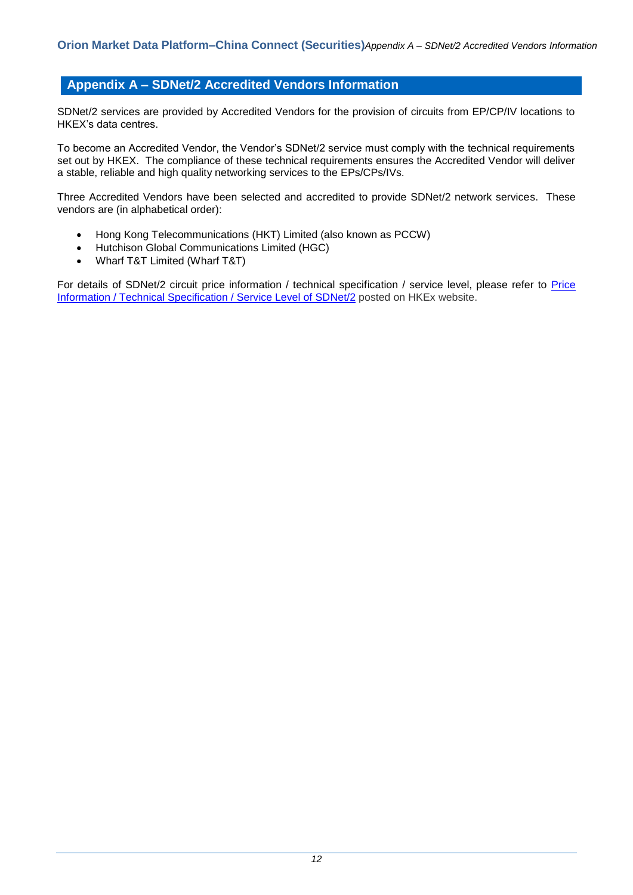## Appendix A – SDNet/2 Accredited Vendors Information

SDNet/2 services are provided by Accredited Vendors for the provision of circuits from EP/CP/IV locations to HKEX's data centres.

To become an Accredited Vendor, the Vendor's SDNet/2 service must comply with the technical requirements set out by HKEX. The compliance of these technical requirements ensures the Accredited Vendor will deliver a stable, reliable and high quality networking services to the EPs/CPs/IVs.

Three Accredited Vendors have been selected and accredited to provide SDNet/2 network services. These vendors are (in alphabetical order):

- Hong Kong Telecommunications (HKT) Limited (also known as PCCW)
- Hutchison Global Communications Limited (HGC)
- Wharf T&T Limited (Wharf T&T)

For details of SDNet/2 circuit price information / technical specification / service level, please refer to Price Information / Technical Specification / Service Level of SDNet/2 posted on HKEx website.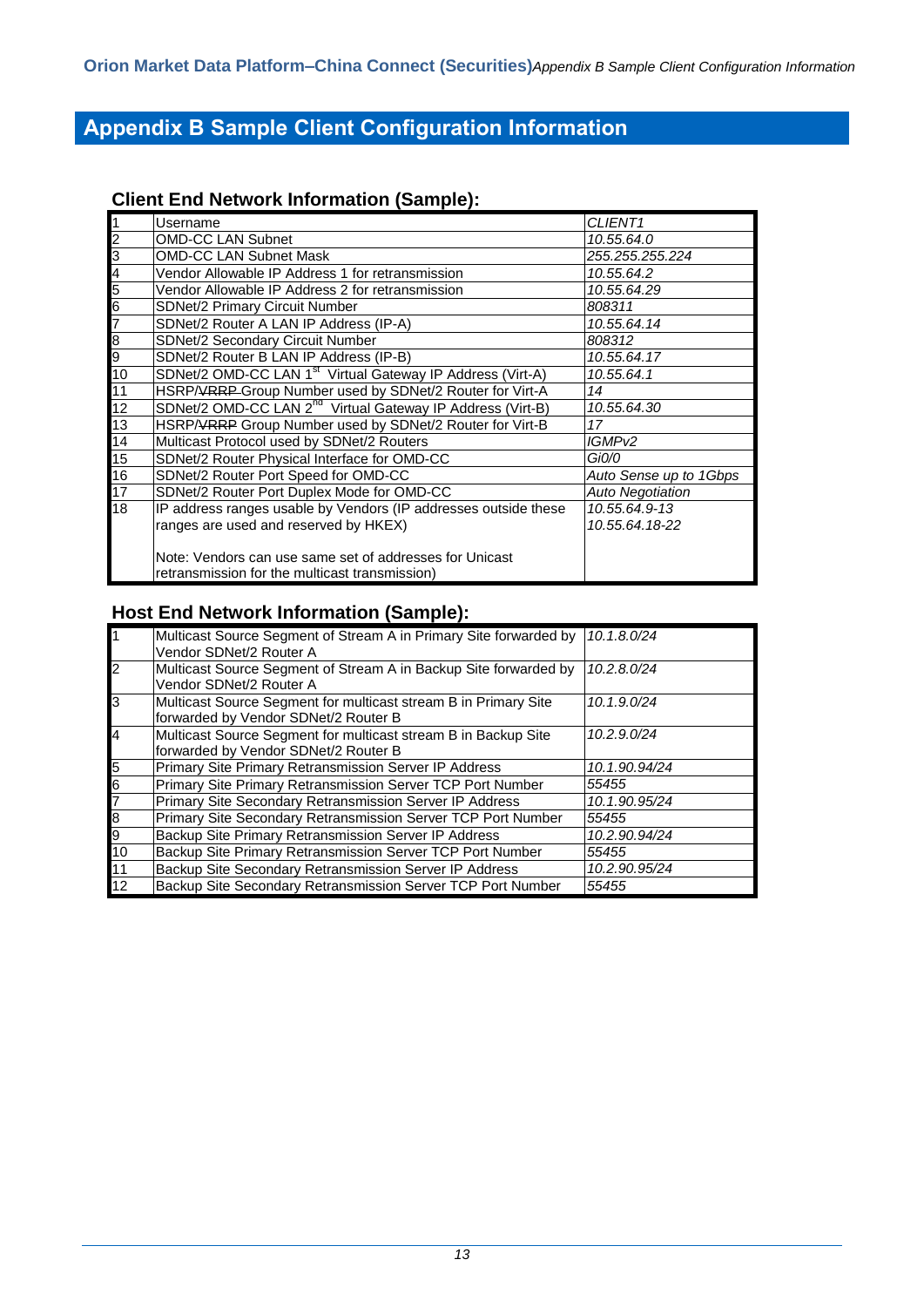# Appendix B Sample Client Configuration Information

## Client End Network Information (Sample):

| | | |
|---|---|---|
| 1 | Username | *CLIENT1* |
| 2 | OMD-CC LAN Subnet | *10.55.64.0* |
| 3 | OMD-CC LAN Subnet Mask | *255.255.255.224* |
| 4 | Vendor Allowable IP Address 1 for retransmission | *10.55.64.2* |
| 5 | Vendor Allowable IP Address 2 for retransmission | *10.55.64.29* |
| 6 | SDNet/2 Primary Circuit Number | *808311* |
| 7 | SDNet/2 Router A LAN IP Address (IP-A) | *10.55.64.14* |
| 8 | SDNet/2 Secondary Circuit Number | *808312* |
| 9 | SDNet/2 Router B LAN IP Address (IP-B) | *10.55.64.17* |
| 10 | SDNet/2 OMD-CC LAN 1st Virtual Gateway IP Address (Virt-A) | *10.55.64.1* |
| 11 | HSRP/~~VRRP~~ Group Number used by SDNet/2 Router for Virt-A | *14* |
| 12 | SDNet/2 OMD-CC LAN 2nd Virtual Gateway IP Address (Virt-B) | *10.55.64.30* |
| 13 | HSRP/~~VRRP~~ Group Number used by SDNet/2 Router for Virt-B | *17* |
| 14 | Multicast Protocol used by SDNet/2 Routers | *IGMPv2* |
| 15 | SDNet/2 Router Physical Interface for OMD-CC | *Gi0/0* |
| 16 | SDNet/2 Router Port Speed for OMD-CC | *Auto Sense up to 1Gbps* |
| 17 | SDNet/2 Router Port Duplex Mode for OMD-CC | *Auto Negotiation* |
| 18 | IP address ranges usable by Vendors (IP addresses outside these ranges are used and reserved by HKEX)<br><br>Note: Vendors can use same set of addresses for Unicast retransmission for the multicast transmission) | *10.55.64.9-13*<br>*10.55.64.18-22* |

## Host End Network Information (Sample):

| | | |
|---|---|---|
| 1 | Multicast Source Segment of Stream A in Primary Site forwarded by Vendor SDNet/2 Router A | *10.1.8.0/24* |
| 2 | Multicast Source Segment of Stream A in Backup Site forwarded by Vendor SDNet/2 Router A | *10.2.8.0/24* |
| 3 | Multicast Source Segment for multicast stream B in Primary Site forwarded by Vendor SDNet/2 Router B | *10.1.9.0/24* |
| 4 | Multicast Source Segment for multicast stream B in Backup Site forwarded by Vendor SDNet/2 Router B | *10.2.9.0/24* |
| 5 | Primary Site Primary Retransmission Server IP Address | *10.1.90.94/24* |
| 6 | Primary Site Primary Retransmission Server TCP Port Number | *55455* |
| 7 | Primary Site Secondary Retransmission Server IP Address | *10.1.90.95/24* |
| 8 | Primary Site Secondary Retransmission Server TCP Port Number | *55455* |
| 9 | Backup Site Primary Retransmission Server IP Address | *10.2.90.94/24* |
| 10 | Backup Site Primary Retransmission Server TCP Port Number | *55455* |
| 11 | Backup Site Secondary Retransmission Server IP Address | *10.2.90.95/24* |
| 12 | Backup Site Secondary Retransmission Server TCP Port Number | *55455* |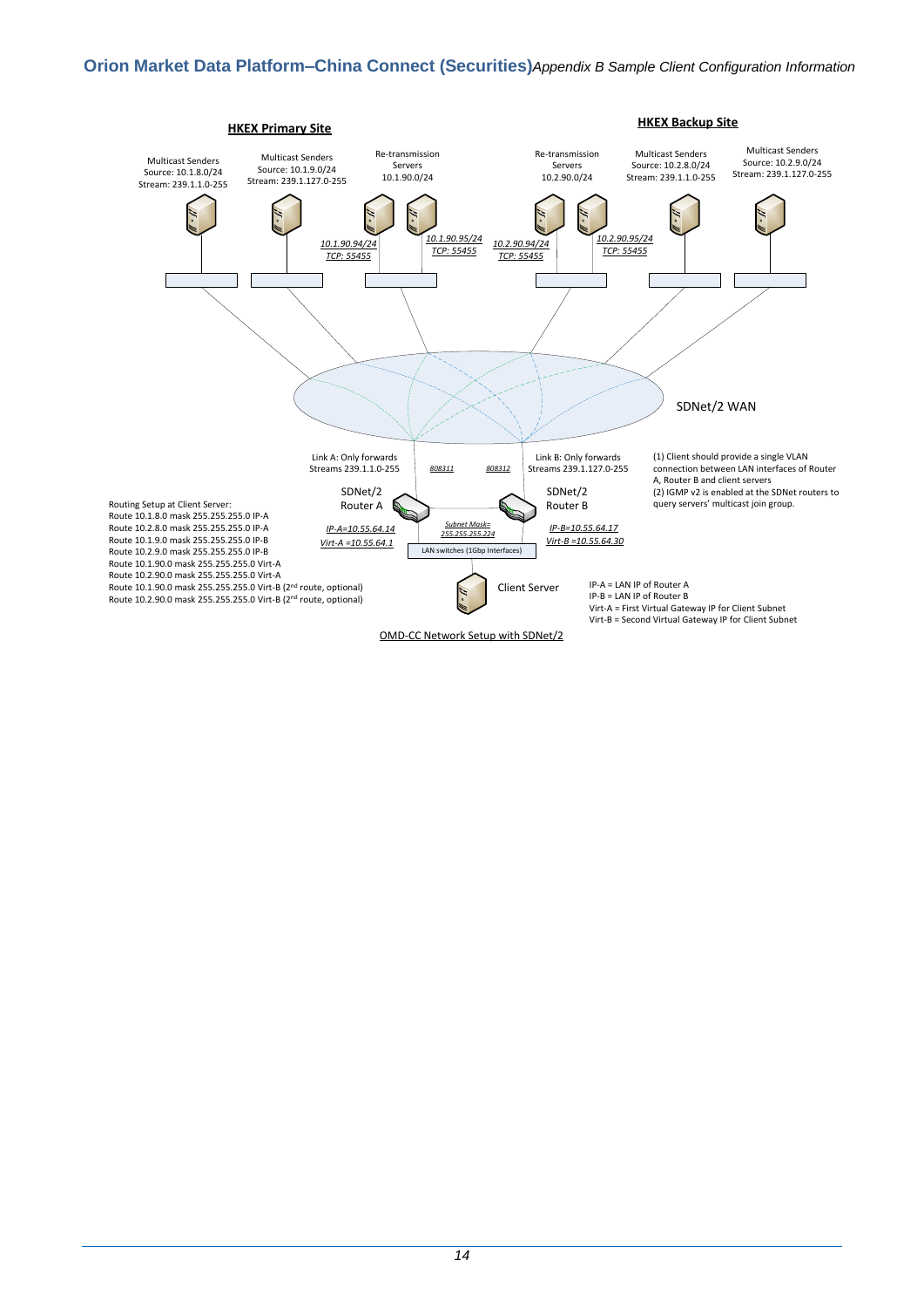HKEX Primary Site

HKEX Backup Site

Multicast Senders
Source: 10.1.8.0/24
Stream: 239.1.1.0-255

Multicast Senders
Source: 10.1.9.0/24
Stream: 239.1.127.0-255

Re-transmission
Servers
10.1.90.0/24

Re-transmission
Servers
10.2.90.0/24

Multicast Senders
Source: 10.2.8.0/24
Stream: 239.1.1.0-255

Multicast Senders
Source: 10.2.9.0/24
Stream: 239.1.127.0-255

10.1.90.94/24
TCP: 55455

10.1.90.95/24
TCP: 55455

10.2.90.94/24
TCP: 55455

10.2.90.95/24
TCP: 55455

SDNet/2 WAN

Link A: Only forwards
Streams 239.1.1.0-255

808311

808312

Link B: Only forwards
Streams 239.1.127.0-255

(1) Client should provide a single VLAN connection between LAN interfaces of Router A, Router B and client servers
(2) IGMP v2 is enabled at the SDNet routers to query servers' multicast join group.

SDNet/2
Router A

SDNet/2
Router B

Routing Setup at Client Server:
Route 10.1.8.0 mask 255.255.255.0 IP-A
Route 10.2.8.0 mask 255.255.255.0 IP-A
Route 10.1.9.0 mask 255.255.255.0 IP-B
Route 10.2.9.0 mask 255.255.255.0 IP-B
Route 10.1.90.0 mask 255.255.255.0 Virt-A
Route 10.2.90.0 mask 255.255.255.0 Virt-A
Route 10.1.90.0 mask 255.255.255.0 Virt-B (2nd route, optional)
Route 10.2.90.0 mask 255.255.255.0 Virt-B (2nd route, optional)

IP-A=10.55.64.14
Virt-A =10.55.64.1

Subnet Mask=
255.255.255.224

IP-B=10.55.64.17
Virt-B =10.55.64.30

LAN switches (1Gbp Interfaces)

Client Server

IP-A = LAN IP of Router A
IP-B = LAN IP of Router B
Virt-A = First Virtual Gateway IP for Client Subnet
Virt-B = Second Virtual Gateway IP for Client Subnet

OMD-CC Network Setup with SDNet/2